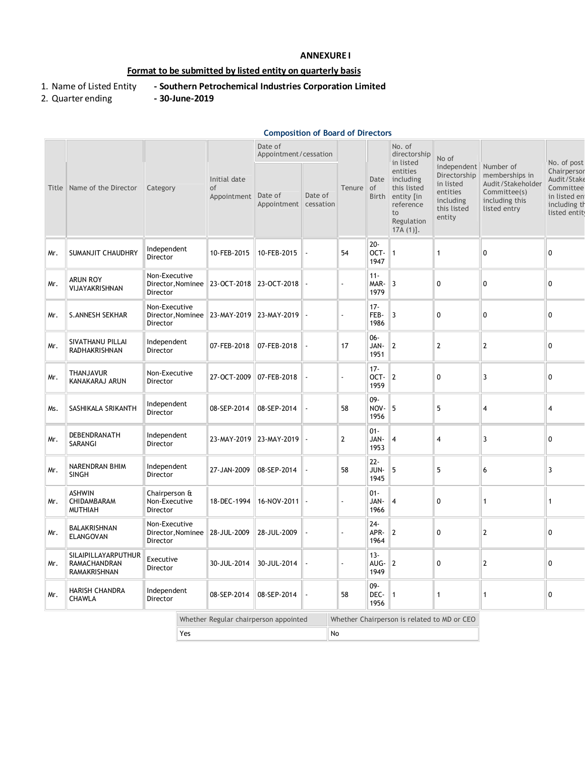**ANNEXURE I**

**Format to be submitted by listed entity on quarterly basis**

1. Name of Listed Entity **- Southern Petrochemical Industries Corporation Limited**
2. Quarter ending **- 30-June-2019**

**Composition of Board of Directors**

| Title | Name of the Director | Category | Initial date of Appointment | Date of Appointment/cessation | | Tenure | Date of Birth | No. of directorship in listed entities including this listed entity [in reference to Regulation 17A (1)]. | No of independent Directorship in listed entities including this listed entity | Number of memberships in Audit/Stakeholder Committee(s) including this listed entry | No. of post Chairperson Audit/Stake Committee in listed en including th listed entity |
|---|---|---|---|---|---|---|---|---|---|---|---|
| | | | | Date of Appointment | Date of cessation | | | | | | |
| Mr. | SUMANJIT CHAUDHRY | Independent Director | 10-FEB-2015 | 10-FEB-2015 | - | 54 | 20-OCT-1947 | 1 | 1 | 0 | 0 |
| Mr. | ARUN ROY VIJAYAKRISHNAN | Non-Executive Director,Nominee Director | 23-OCT-2018 | 23-OCT-2018 | - | - | 11-MAR-1979 | 3 | 0 | 0 | 0 |
| Mr. | S.ANNESH SEKHAR | Non-Executive Director,Nominee Director | 23-MAY-2019 | 23-MAY-2019 | - | - | 17-FEB-1986 | 3 | 0 | 0 | 0 |
| Mr. | SIVATHANU PILLAI RADHAKRISHNAN | Independent Director | 07-FEB-2018 | 07-FEB-2018 | - | 17 | 06-JAN-1951 | 2 | 2 | 2 | 0 |
| Mr. | THANJAVUR KANAKARAJ ARUN | Non-Executive Director | 27-OCT-2009 | 07-FEB-2018 | - | - | 17-OCT-1959 | 2 | 0 | 3 | 0 |
| Ms. | SASHIKALA SRIKANTH | Independent Director | 08-SEP-2014 | 08-SEP-2014 | - | 58 | 09-NOV-1956 | 5 | 5 | 4 | 4 |
| Mr. | DEBENDRANATH SARANGI | Independent Director | 23-MAY-2019 | 23-MAY-2019 | - | 2 | 01-JAN-1953 | 4 | 4 | 3 | 0 |
| Mr. | NARENDRAN BHIM SINGH | Independent Director | 27-JAN-2009 | 08-SEP-2014 | - | 58 | 22-JUN-1945 | 5 | 5 | 6 | 3 |
| Mr. | ASHWIN CHIDAMBARAM MUTHIAH | Chairperson & Non-Executive Director | 18-DEC-1994 | 16-NOV-2011 | - | - | 01-JAN-1966 | 4 | 0 | 1 | 1 |
| Mr. | BALAKRISHNAN ELANGOVAN | Non-Executive Director,Nominee Director | 28-JUL-2009 | 28-JUL-2009 | - | - | 24-APR-1964 | 2 | 0 | 2 | 0 |
| Mr. | SILAIPILLAYARPUTHUR RAMACHANDRAN RAMAKRISHNAN | Executive Director | 30-JUL-2014 | 30-JUL-2014 | - | - | 13-AUG-1949 | 2 | 0 | 2 | 0 |
| Mr. | HARISH CHANDRA CHAWLA | Independent Director | 08-SEP-2014 | 08-SEP-2014 | - | 58 | 09-DEC-1956 | 1 | 1 | 1 | 0 |

| Whether Regular chairperson appointed | Whether Chairperson is related to MD or CEO |
|---|---|
| Yes | No |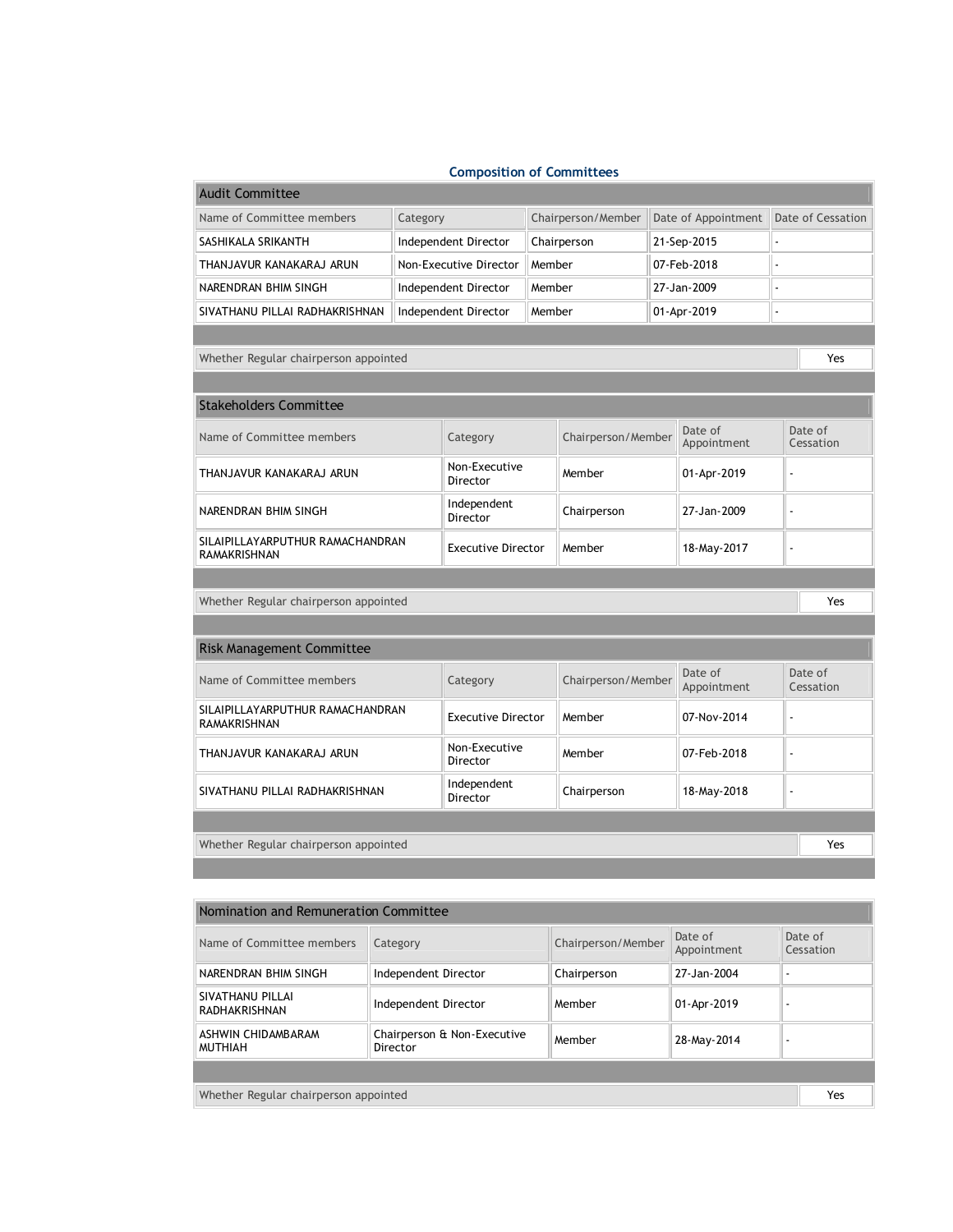## Composition of Committees

### Audit Committee

| Name of Committee members | Category | Chairperson/Member | Date of Appointment | Date of Cessation |
|---|---|---|---|---|
| SASHIKALA SRIKANTH | Independent Director | Chairperson | 21-Sep-2015 | - |
| THANJAVUR KANAKARAJ ARUN | Non-Executive Director | Member | 07-Feb-2018 | - |
| NARENDRAN BHIM SINGH | Independent Director | Member | 27-Jan-2009 | - |
| SIVATHANU PILLAI RADHAKRISHNAN | Independent Director | Member | 01-Apr-2019 | - |

| Whether Regular chairperson appointed | Yes |
|---|---|

### Stakeholders Committee

| Name of Committee members | Category | Chairperson/Member | Date of Appointment | Date of Cessation |
|---|---|---|---|---|
| THANJAVUR KANAKARAJ ARUN | Non-Executive Director | Member | 01-Apr-2019 | - |
| NARENDRAN BHIM SINGH | Independent Director | Chairperson | 27-Jan-2009 | - |
| SILAIPILLAYARPUTHUR RAMACHANDRAN RAMAKRISHNAN | Executive Director | Member | 18-May-2017 | - |

| Whether Regular chairperson appointed | Yes |
|---|---|

### Risk Management Committee

| Name of Committee members | Category | Chairperson/Member | Date of Appointment | Date of Cessation |
|---|---|---|---|---|
| SILAIPILLAYARPUTHUR RAMACHANDRAN RAMAKRISHNAN | Executive Director | Member | 07-Nov-2014 | - |
| THANJAVUR KANAKARAJ ARUN | Non-Executive Director | Member | 07-Feb-2018 | - |
| SIVATHANU PILLAI RADHAKRISHNAN | Independent Director | Chairperson | 18-May-2018 | - |

| Whether Regular chairperson appointed | Yes |
|---|---|

### Nomination and Remuneration Committee

| Name of Committee members | Category | Chairperson/Member | Date of Appointment | Date of Cessation |
|---|---|---|---|---|
| NARENDRAN BHIM SINGH | Independent Director | Chairperson | 27-Jan-2004 | - |
| SIVATHANU PILLAI RADHAKRISHNAN | Independent Director | Member | 01-Apr-2019 | - |
| ASHWIN CHIDAMBARAM MUTHIAH | Chairperson & Non-Executive Director | Member | 28-May-2014 | - |

| Whether Regular chairperson appointed | Yes |
|---|---|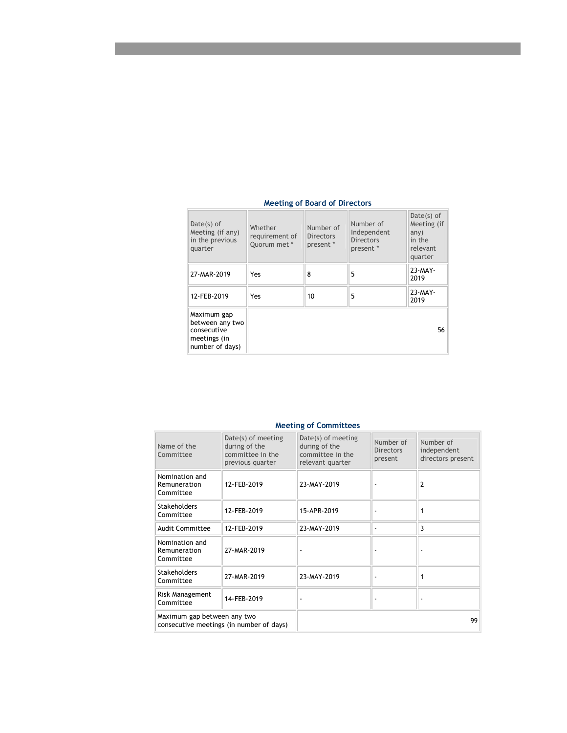## Meeting of Board of Directors

| Date(s) of Meeting (if any) in the previous quarter | Whether requirement of Quorum met * | Number of Directors present * | Number of Independent Directors present * | Date(s) of Meeting (if any) in the relevant quarter |
|---|---|---|---|---|
| 27-MAR-2019 | Yes | 8 | 5 | 23-MAY-2019 |
| 12-FEB-2019 | Yes | 10 | 5 | 23-MAY-2019 |
| Maximum gap between any two consecutive meetings (in number of days) | 56 | | | |

## Meeting of Committees

| Name of the Committee | Date(s) of meeting during of the committee in the previous quarter | Date(s) of meeting during of the committee in the relevant quarter | Number of Directors present | Number of independent directors present |
|---|---|---|---|---|
| Nomination and Remuneration Committee | 12-FEB-2019 | 23-MAY-2019 | - | 2 |
| Stakeholders Committee | 12-FEB-2019 | 15-APR-2019 | - | 1 |
| Audit Committee | 12-FEB-2019 | 23-MAY-2019 | - | 3 |
| Nomination and Remuneration Committee | 27-MAR-2019 | - | - | - |
| Stakeholders Committee | 27-MAR-2019 | 23-MAY-2019 | - | 1 |
| Risk Management Committee | 14-FEB-2019 | - | - | - |
| Maximum gap between any two consecutive meetings (in number of days) | | 99 | | |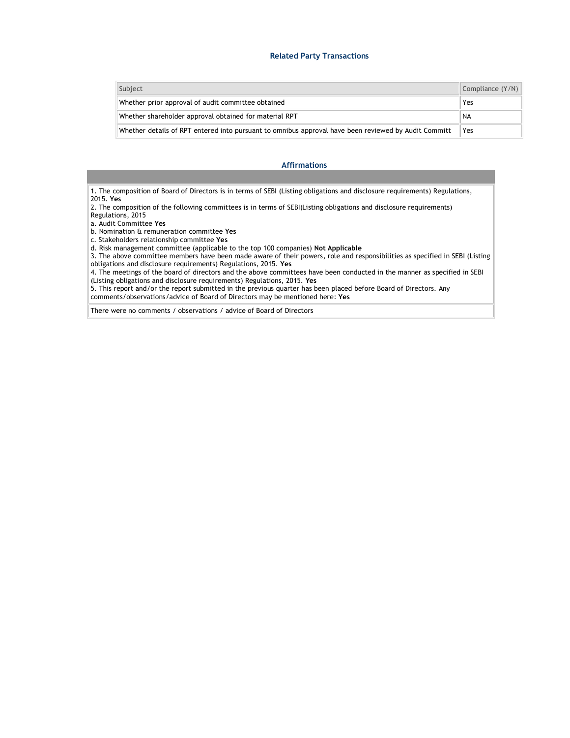## Related Party Transactions

| Subject | Compliance (Y/N) |
|---|---|
| Whether prior approval of audit committee obtained | Yes |
| Whether shareholder approval obtained for material RPT | NA |
| Whether details of RPT entered into pursuant to omnibus approval have been reviewed by Audit Committ | Yes |

## Affirmations

1. The composition of Board of Directors is in terms of SEBI (Listing obligations and disclosure requirements) Regulations, 2015. **Yes**

2. The composition of the following committees is in terms of SEBI(Listing obligations and disclosure requirements) Regulations, 2015

a. Audit Committee **Yes**

b. Nomination & remuneration committee **Yes**

c. Stakeholders relationship committee **Yes**

d. Risk management committee (applicable to the top 100 companies) **Not Applicable**

3. The above committee members have been made aware of their powers, role and responsibilities as specified in SEBI (Listing obligations and disclosure requirements) Regulations, 2015. **Yes**

4. The meetings of the board of directors and the above committees have been conducted in the manner as specified in SEBI (Listing obligations and disclosure requirements) Regulations, 2015. **Yes**

5. This report and/or the report submitted in the previous quarter has been placed before Board of Directors. Any comments/observations/advice of Board of Directors may be mentioned here: **Yes**

There were no comments / observations / advice of Board of Directors